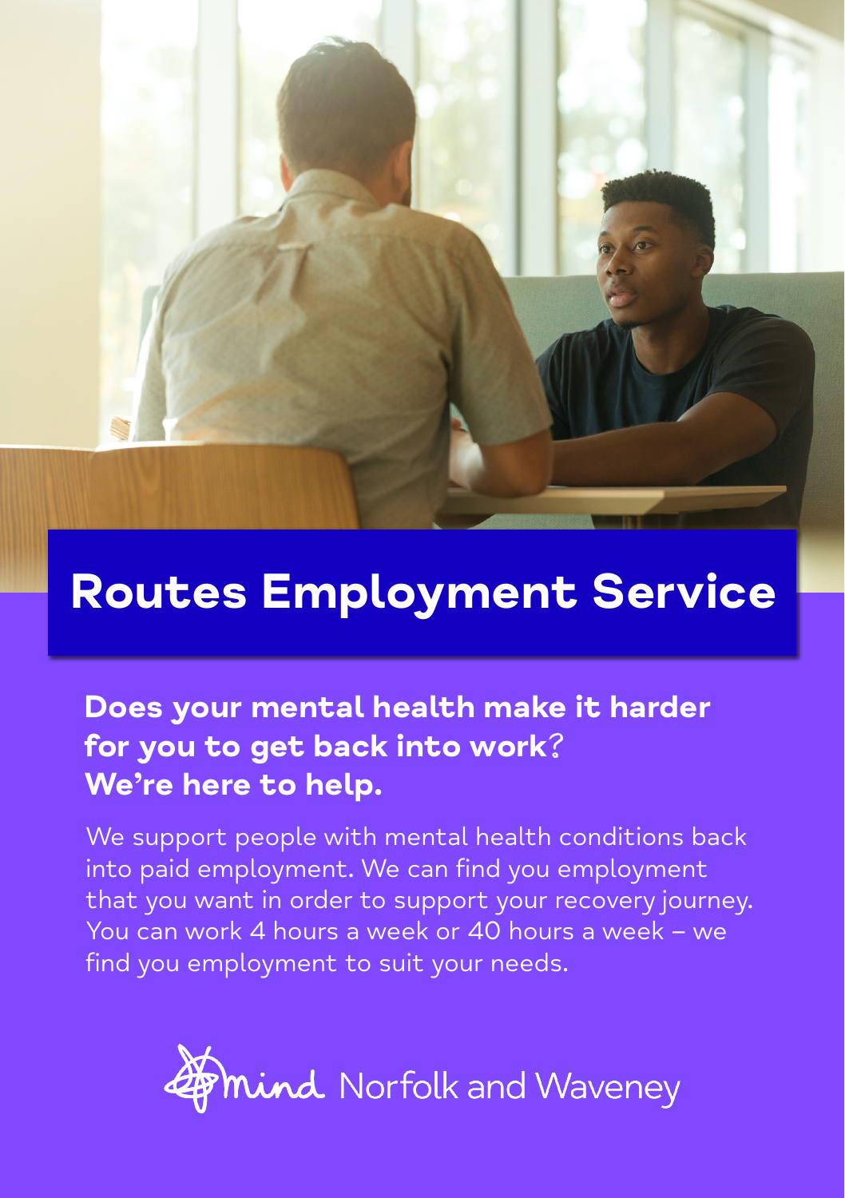# Routes Employment Service

## Does your mental health make it harder for you to get back into work? We're here to help.

We support people with mental health conditions back into paid employment. We can find you employment that you want in order to support your recovery journey. You can work 4 hours a week or 40 hours a week – we find you employment to suit your needs.

Mind Norfolk and Waveney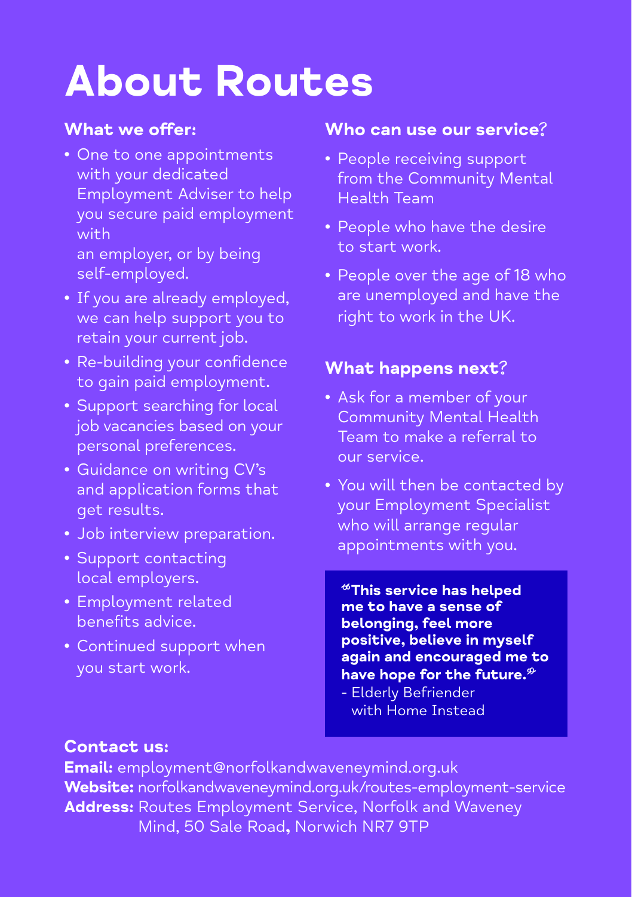# About Routes

## What we offer:

- One to one appointments with your dedicated Employment Adviser to help you secure paid employment with an employer, or by being self-employed.
- If you are already employed, we can help support you to retain your current job.
- Re-building your confidence to gain paid employment.
- Support searching for local job vacancies based on your personal preferences.
- Guidance on writing CV's and application forms that get results.
- Job interview preparation.
- Support contacting local employers.
- Employment related benefits advice.
- Continued support when you start work.

## Who can use our service?

- People receiving support from the Community Mental Health Team
- People who have the desire to start work.
- People over the age of 18 who are unemployed and have the right to work in the UK.

## What happens next?

- Ask for a member of your Community Mental Health Team to make a referral to our service.
- You will then be contacted by your Employment Specialist who will arrange regular appointments with you.

> **"This service has helped me to have a sense of belonging, feel more positive, believe in myself again and encouraged me to have hope for the future."**
> - Elderly Befriender with Home Instead

## Contact us:

**Email:** employment@norfolkandwaveneymind.org.uk
**Website:** norfolkandwaveneymind.org.uk/routes-employment-service
**Address:** Routes Employment Service, Norfolk and Waveney Mind, 50 Sale Road, Norwich NR7 9TP